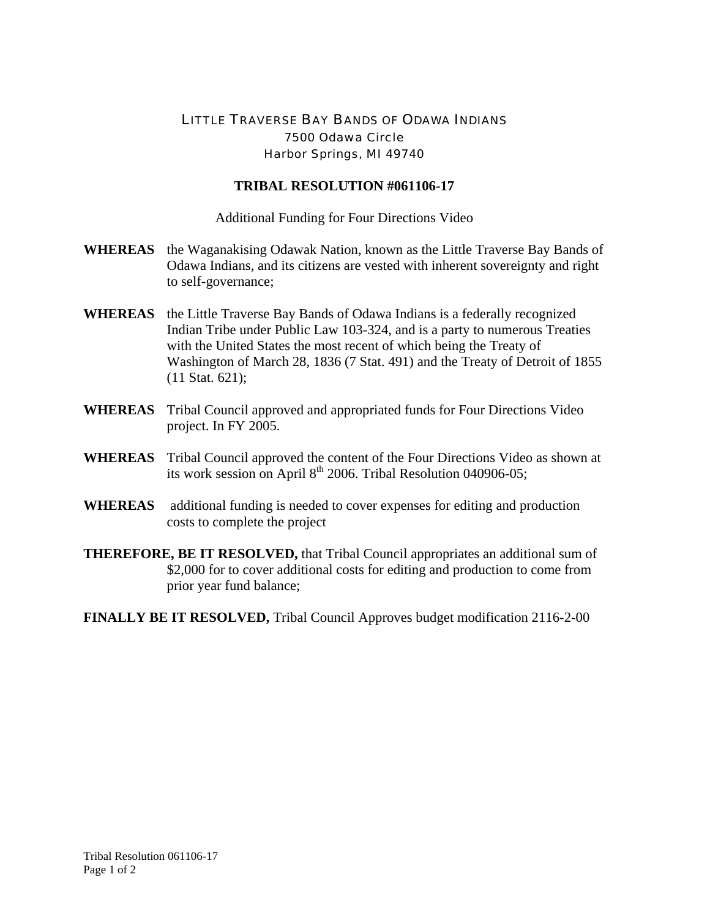LITTLE TRAVERSE BAY BANDS OF ODAWA INDIANS
7500 Odawa Circle
Harbor Springs, MI 49740

**TRIBAL RESOLUTION #061106-17**

Additional Funding for Four Directions Video

**WHEREAS** the Waganakising Odawak Nation, known as the Little Traverse Bay Bands of Odawa Indians, and its citizens are vested with inherent sovereignty and right to self-governance;

**WHEREAS** the Little Traverse Bay Bands of Odawa Indians is a federally recognized Indian Tribe under Public Law 103-324, and is a party to numerous Treaties with the United States the most recent of which being the Treaty of Washington of March 28, 1836 (7 Stat. 491) and the Treaty of Detroit of 1855 (11 Stat. 621);

**WHEREAS** Tribal Council approved and appropriated funds for Four Directions Video project. In FY 2005.

**WHEREAS** Tribal Council approved the content of the Four Directions Video as shown at its work session on April 8th 2006. Tribal Resolution 040906-05;

**WHEREAS** additional funding is needed to cover expenses for editing and production costs to complete the project

**THEREFORE, BE IT RESOLVED,** that Tribal Council appropriates an additional sum of $2,000 for to cover additional costs for editing and production to come from prior year fund balance;

**FINALLY BE IT RESOLVED,** Tribal Council Approves budget modification 2116-2-00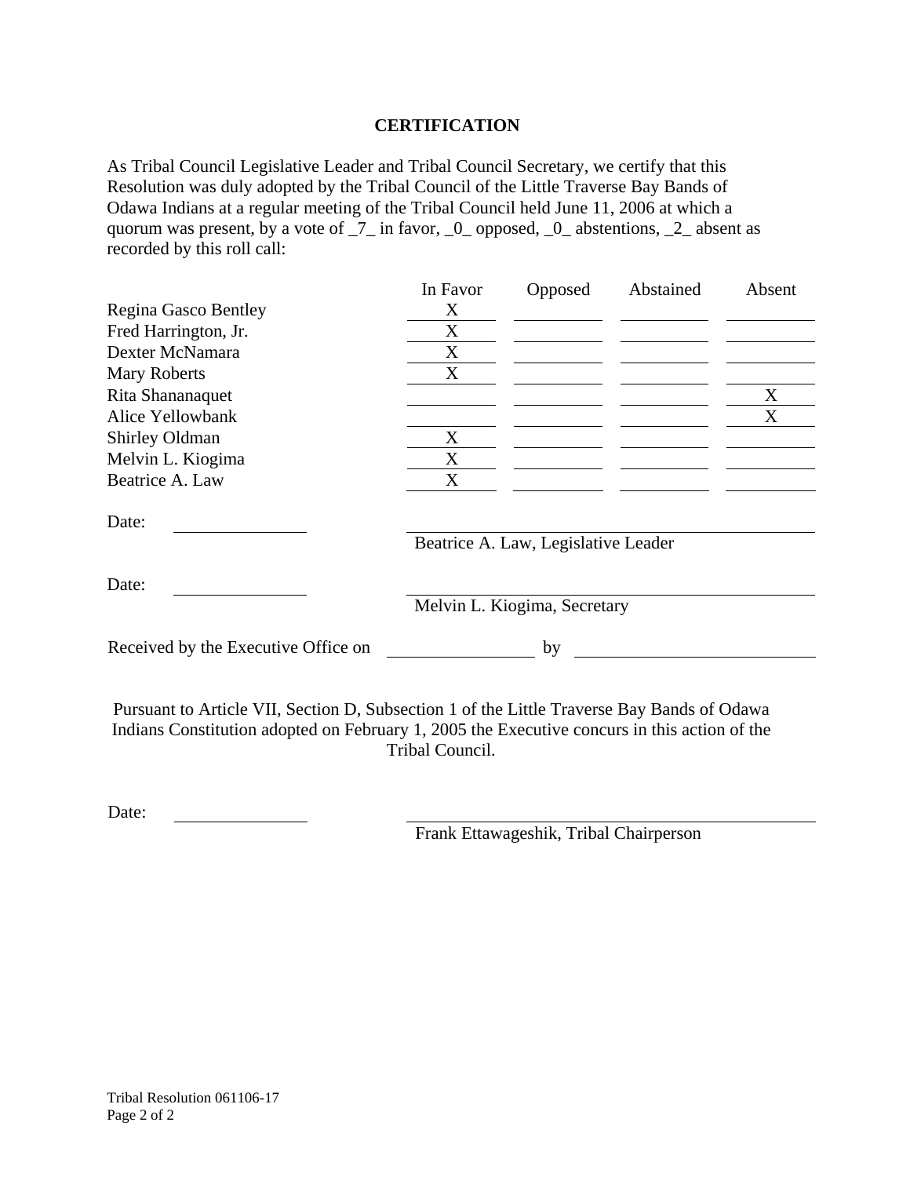**CERTIFICATION**

As Tribal Council Legislative Leader and Tribal Council Secretary, we certify that this Resolution was duly adopted by the Tribal Council of the Little Traverse Bay Bands of Odawa Indians at a regular meeting of the Tribal Council held June 11, 2006 at which a quorum was present, by a vote of _7_ in favor, _0_ opposed, _0_ abstentions, _2_ absent as recorded by this roll call:

| | In Favor | Opposed | Abstained | Absent |
|---|---|---|---|---|
| Regina Gasco Bentley | X | | | |
| Fred Harrington, Jr. | X | | | |
| Dexter McNamara | X | | | |
| Mary Roberts | X | | | |
| Rita Shananaquet | | | | X |
| Alice Yellowbank | | | | X |
| Shirley Oldman | X | | | |
| Melvin L. Kiogima | X | | | |
| Beatrice A. Law | X | | | |

Date: ______________

______________________________
Beatrice A. Law, Legislative Leader

Date: ______________

______________________________
Melvin L. Kiogima, Secretary

Received by the Executive Office on ______________ by ______________________

Pursuant to Article VII, Section D, Subsection 1 of the Little Traverse Bay Bands of Odawa Indians Constitution adopted on February 1, 2005 the Executive concurs in this action of the Tribal Council.

Date: ______________

______________________________
Frank Ettawageshik, Tribal Chairperson

Tribal Resolution 061106-17